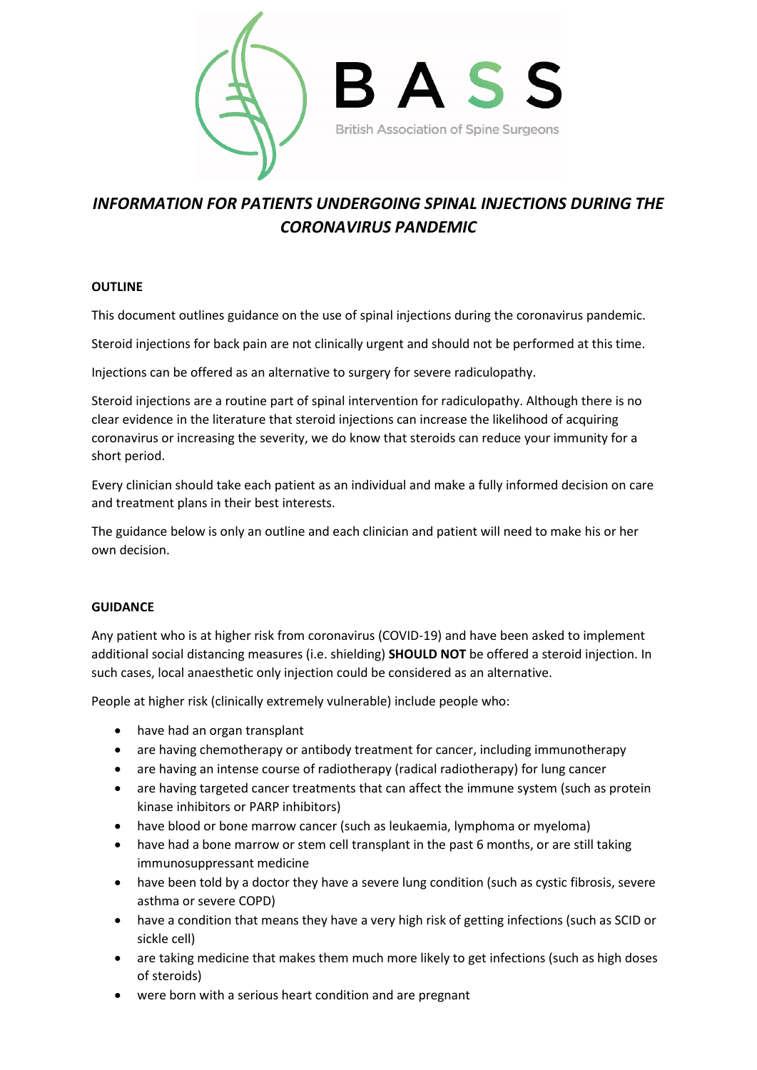BASS

British Association of Spine Surgeons

# *INFORMATION FOR PATIENTS UNDERGOING SPINAL INJECTIONS DURING THE CORONAVIRUS PANDEMIC*

## OUTLINE

This document outlines guidance on the use of spinal injections during the coronavirus pandemic.

Steroid injections for back pain are not clinically urgent and should not be performed at this time.

Injections can be offered as an alternative to surgery for severe radiculopathy.

Steroid injections are a routine part of spinal intervention for radiculopathy. Although there is no clear evidence in the literature that steroid injections can increase the likelihood of acquiring coronavirus or increasing the severity, we do know that steroids can reduce your immunity for a short period.

Every clinician should take each patient as an individual and make a fully informed decision on care and treatment plans in their best interests.

The guidance below is only an outline and each clinician and patient will need to make his or her own decision.

## GUIDANCE

Any patient who is at higher risk from coronavirus (COVID-19) and have been asked to implement additional social distancing measures (i.e. shielding) **SHOULD NOT** be offered a steroid injection. In such cases, local anaesthetic only injection could be considered as an alternative.

People at higher risk (clinically extremely vulnerable) include people who:

- have had an organ transplant
- are having chemotherapy or antibody treatment for cancer, including immunotherapy
- are having an intense course of radiotherapy (radical radiotherapy) for lung cancer
- are having targeted cancer treatments that can affect the immune system (such as protein kinase inhibitors or PARP inhibitors)
- have blood or bone marrow cancer (such as leukaemia, lymphoma or myeloma)
- have had a bone marrow or stem cell transplant in the past 6 months, or are still taking immunosuppressant medicine
- have been told by a doctor they have a severe lung condition (such as cystic fibrosis, severe asthma or severe COPD)
- have a condition that means they have a very high risk of getting infections (such as SCID or sickle cell)
- are taking medicine that makes them much more likely to get infections (such as high doses of steroids)
- were born with a serious heart condition and are pregnant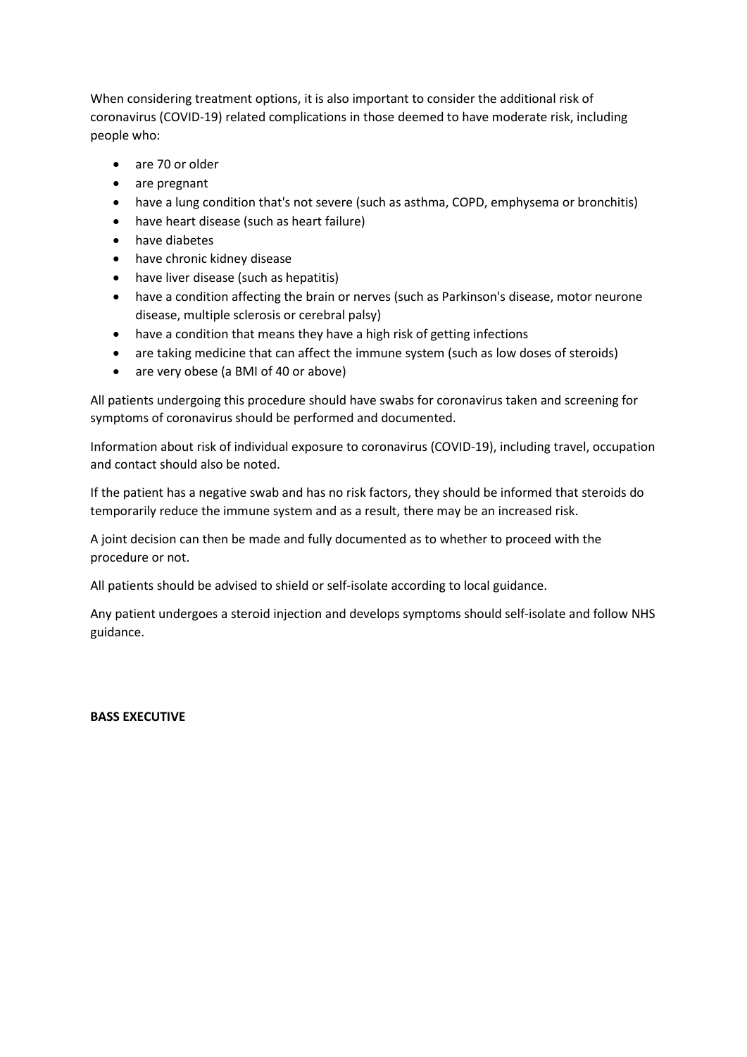When considering treatment options, it is also important to consider the additional risk of coronavirus (COVID-19) related complications in those deemed to have moderate risk, including people who:

- are 70 or older
- are pregnant
- have a lung condition that's not severe (such as asthma, COPD, emphysema or bronchitis)
- have heart disease (such as heart failure)
- have diabetes
- have chronic kidney disease
- have liver disease (such as hepatitis)
- have a condition affecting the brain or nerves (such as Parkinson's disease, motor neurone disease, multiple sclerosis or cerebral palsy)
- have a condition that means they have a high risk of getting infections
- are taking medicine that can affect the immune system (such as low doses of steroids)
- are very obese (a BMI of 40 or above)

All patients undergoing this procedure should have swabs for coronavirus taken and screening for symptoms of coronavirus should be performed and documented.

Information about risk of individual exposure to coronavirus (COVID-19), including travel, occupation and contact should also be noted.

If the patient has a negative swab and has no risk factors, they should be informed that steroids do temporarily reduce the immune system and as a result, there may be an increased risk.

A joint decision can then be made and fully documented as to whether to proceed with the procedure or not.

All patients should be advised to shield or self-isolate according to local guidance.

Any patient undergoes a steroid injection and develops symptoms should self-isolate and follow NHS guidance.

**BASS EXECUTIVE**